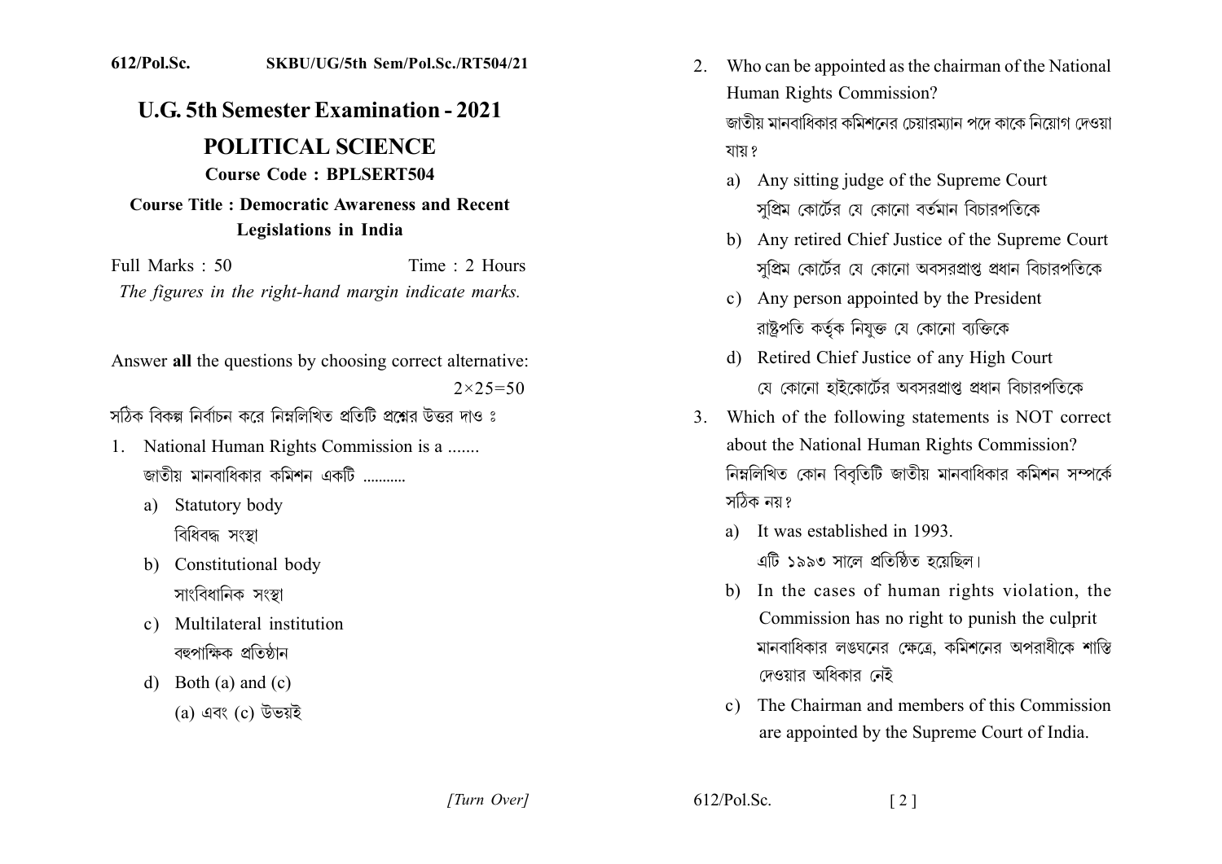612/Pol.Sc. SKBU/UG/5th Sem/Pol.Sc./RT504/21

# U.G. 5th Semester Examination - 2021

## POLITICAL SCIENCE

**Course Code : BPLSERT504**

**Course Title : Democratic Awareness and Recent Legislations in India**

Full Marks : 50 Time : 2 Hours

*The figures in the right-hand margin indicate marks.*

Answer **all** the questions by choosing correct alternative: 2×25=50

সঠিক বিকল্প নির্বাচন করে নিম্নলিখিত প্রতিটি প্রশ্নের উত্তর দাও ঃ

1. National Human Rights Commission is a .......
   জাতীয় মানবাধিকার কমিশন একটি ..........
   a) Statutory body
      বিধিবদ্ধ সংস্থা
   b) Constitutional body
      সাংবিধানিক সংস্থা
   c) Multilateral institution
      বহুপাক্ষিক প্রতিষ্ঠান
   d) Both (a) and (c)
      (a) এবং (c) উভয়ই

2. Who can be appointed as the chairman of the National Human Rights Commission?
   জাতীয় মানবাধিকার কমিশনের চেয়ারম্যান পদে কাকে নিয়োগ দেওয়া যায়?
   a) Any sitting judge of the Supreme Court
      সুপ্রিম কোর্টের যে কোনো বর্তমান বিচারপতিকে
   b) Any retired Chief Justice of the Supreme Court
      সুপ্রিম কোর্টের যে কোনো অবসরপ্রাপ্ত প্রধান বিচারপতিকে
   c) Any person appointed by the President
      রাষ্ট্রপতি কর্তৃক নিযুক্ত যে কোনো ব্যক্তিকে
   d) Retired Chief Justice of any High Court
      যে কোনো হাইকোর্টের অবসরপ্রাপ্ত প্রধান বিচারপতিকে

3. Which of the following statements is NOT correct about the National Human Rights Commission?
   নিম্নলিখিত কোন বিবৃতিটি জাতীয় মানবাধিকার কমিশন সম্পর্কে সঠিক নয়?
   a) It was established in 1993.
      এটি ১৯৯৩ সালে প্রতিষ্ঠিত হয়েছিল।
   b) In the cases of human rights violation, the Commission has no right to punish the culprit
      মানবাধিকার লঙ্ঘনের ক্ষেত্রে, কমিশনের অপরাধীকে শাস্তি দেওয়ার অধিকার নেই
   c) The Chairman and members of this Commission are appointed by the Supreme Court of India.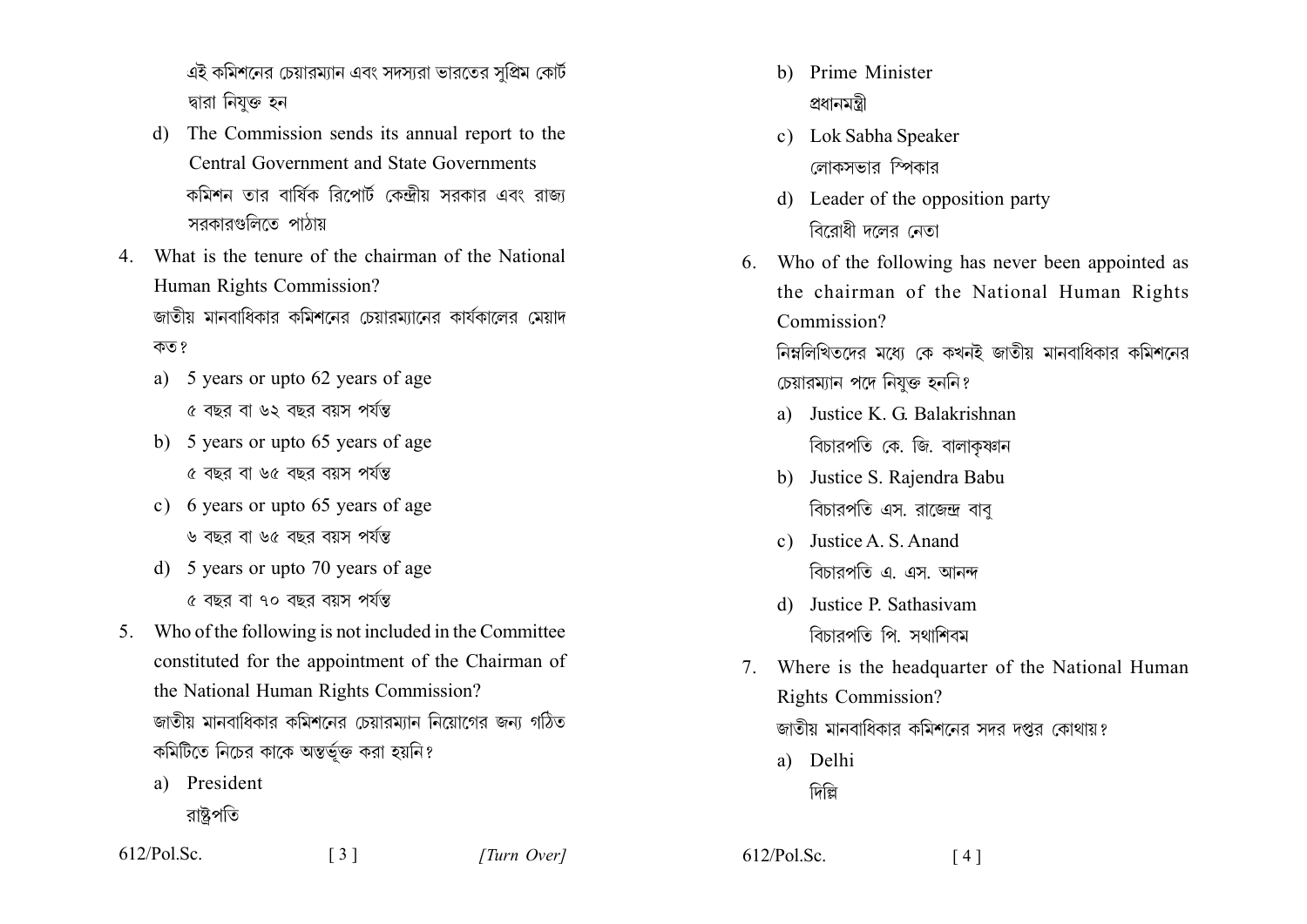এই কমিশনের চেয়ারম্যান এবং সদস্যরা ভারতের সুপ্রিম কোর্ট দ্বারা নিযুক্ত হন

d) The Commission sends its annual report to the Central Government and State Governments
   কমিশন তার বার্ষিক রিপোর্ট কেন্দ্রীয় সরকার এবং রাজ্য সরকারগুলিতে পাঠায়

4. What is the tenure of the chairman of the National Human Rights Commission?
   জাতীয় মানবাধিকার কমিশনের চেয়ারম্যানের কার্যকালের মেয়াদ কত?

   a) 5 years or upto 62 years of age
      ৫ বছর বা ৬২ বছর বয়স পর্যন্ত
   b) 5 years or upto 65 years of age
      ৫ বছর বা ৬৫ বছর বয়স পর্যন্ত
   c) 6 years or upto 65 years of age
      ৬ বছর বা ৬৫ বছর বয়স পর্যন্ত
   d) 5 years or upto 70 years of age
      ৫ বছর বা ৭০ বছর বয়স পর্যন্ত

5. Who of the following is not included in the Committee constituted for the appointment of the Chairman of the National Human Rights Commission?
   জাতীয় মানবাধিকার কমিশনের চেয়ারম্যান নিয়োগের জন্য গঠিত কমিটিতে নিচের কাকে অন্তর্ভূক্ত করা হয়নি?

   a) President
      রাষ্ট্রপতি
   b) Prime Minister
      প্রধানমন্ত্রী
   c) Lok Sabha Speaker
      লোকসভার স্পিকার
   d) Leader of the opposition party
      বিরোধী দলের নেতা

6. Who of the following has never been appointed as the chairman of the National Human Rights Commission?
   নিম্নলিখিতদের মধ্যে কে কখনই জাতীয় মানবাধিকার কমিশনের চেয়ারম্যান পদে নিযুক্ত হননি?

   a) Justice K. G. Balakrishnan
      বিচারপতি কে. জি. বালাকৃষ্ণান
   b) Justice S. Rajendra Babu
      বিচারপতি এস. রাজেন্দ্র বাবু
   c) Justice A. S. Anand
      বিচারপতি এ. এস. আনন্দ
   d) Justice P. Sathasivam
      বিচারপতি পি. সথাশিবম

7. Where is the headquarter of the National Human Rights Commission?
   জাতীয় মানবাধিকার কমিশনের সদর দপ্তর কোথায়?

   a) Delhi
      দিল্লি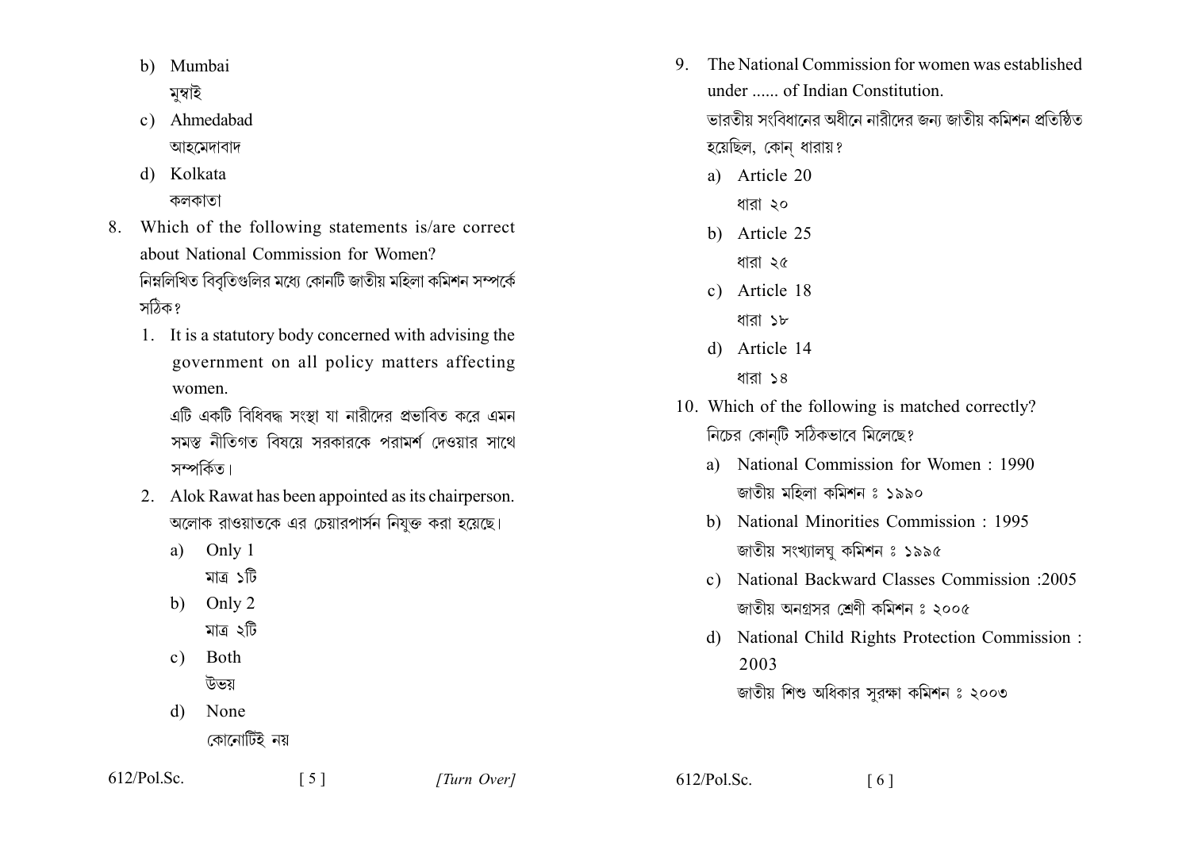b) Mumbai
মুম্বাই

c) Ahmedabad
আহমেদাবাদ

d) Kolkata
কলকাতা

8. Which of the following statements is/are correct about National Commission for Women?
নিম্নলিখিত বিবৃতিগুলির মধ্যে কোনটি জাতীয় মহিলা কমিশন সম্পর্কে সঠিক?

 1. It is a statutory body concerned with advising the government on all policy matters affecting women.
 এটি একটি বিধিবদ্ধ সংস্থা যা নারীদের প্রভাবিত করে এমন সমস্ত নীতিগত বিষয়ে সরকারকে পরামর্শ দেওয়ার সাথে সম্পর্কিত।

 2. Alok Rawat has been appointed as its chairperson.
 অলোক রাওয়াতকে এর চেয়ারপার্সন নিযুক্ত করা হয়েছে।

 a) Only 1
 মাত্র ১টি

 b) Only 2
 মাত্র ২টি

 c) Both
 উভয়

 d) None
 কোনোটিই নয়

9. The National Commission for women was established under ...... of Indian Constitution.
ভারতীয় সংবিধানের অধীনে নারীদের জন্য জাতীয় কমিশন প্রতিষ্ঠিত হয়েছিল, কোন্ ধারায়?

 a) Article 20
 ধারা ২০

 b) Article 25
 ধারা ২৫

 c) Article 18
 ধারা ১৮

 d) Article 14
 ধারা ১৪

10. Which of the following is matched correctly?
নিচের কোন্‌টি সঠিকভাবে মিলেছে?

 a) National Commission for Women : 1990
 জাতীয় মহিলা কমিশন ঃ ১৯৯০

 b) National Minorities Commission : 1995
 জাতীয় সংখ্যালঘু কমিশন ঃ ১৯৯৫

 c) National Backward Classes Commission :2005
 জাতীয় অনগ্রসর শ্রেণী কমিশন ঃ ২০০৫

 d) National Child Rights Protection Commission : 2003
 জাতীয় শিশু অধিকার সুরক্ষা কমিশন ঃ ২০০৩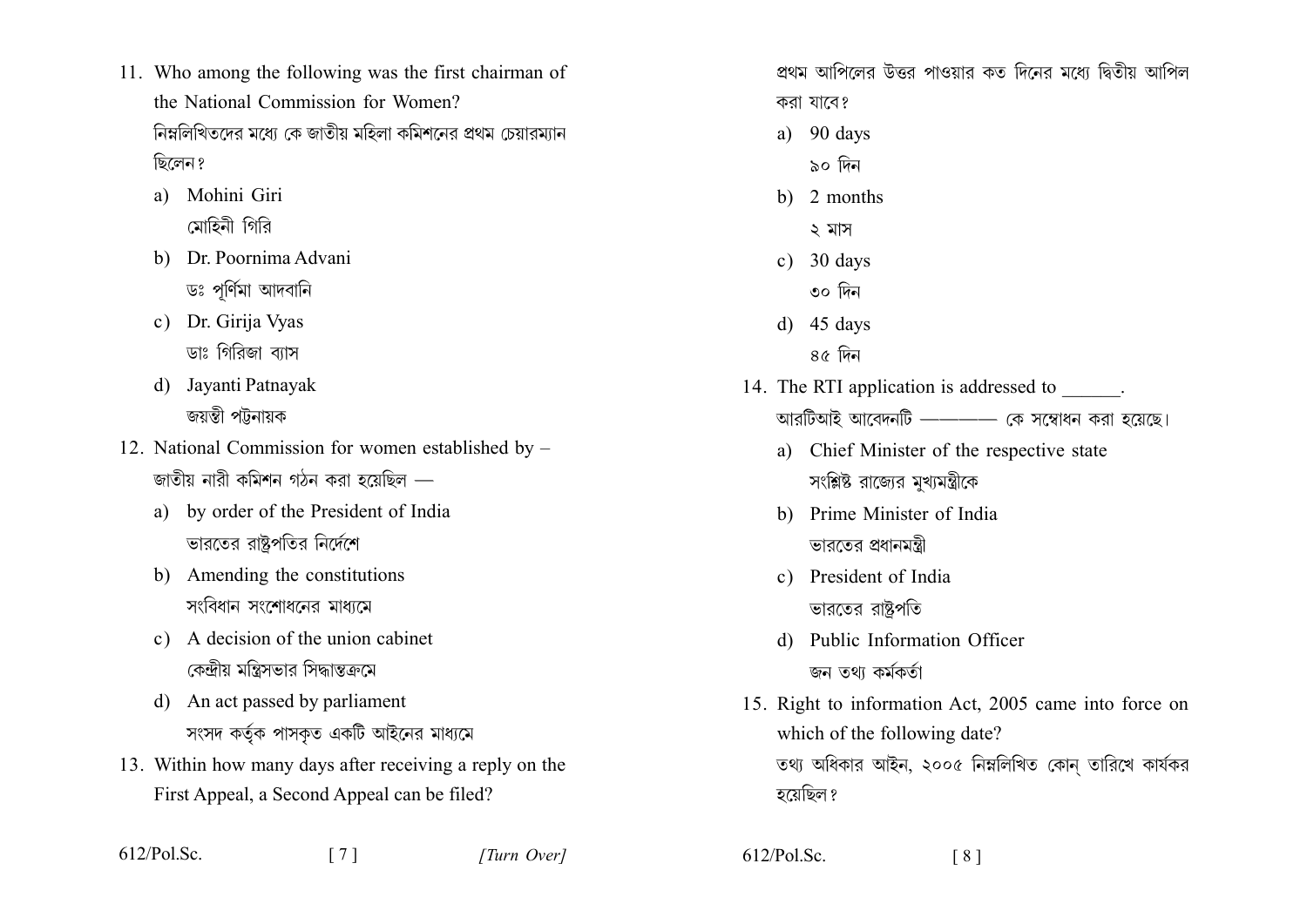11. Who among the following was the first chairman of the National Commission for Women?
নিম্নলিখিতদের মধ্যে কে জাতীয় মহিলা কমিশনের প্রথম চেয়ারম্যান ছিলেন?
   a) Mohini Giri
   মোহিনী গিরি
   b) Dr. Poornima Advani
   ডঃ পূর্ণিমা আদবানি
   c) Dr. Girija Vyas
   ডাঃ গিরিজা ব্যাস
   d) Jayanti Patnayak
   জয়ন্তী পট্টনায়ক

12. National Commission for women established by –
জাতীয় নারী কমিশন গঠন করা হয়েছিল —
   a) by order of the President of India
   ভারতের রাষ্ট্রপতির নির্দেশে
   b) Amending the constitutions
   সংবিধান সংশোধনের মাধ্যমে
   c) A decision of the union cabinet
   কেন্দ্রীয় মন্ত্রিসভার সিদ্ধান্তক্রমে
   d) An act passed by parliament
   সংসদ কর্তৃক পাসকৃত একটি আইনের মাধ্যমে

13. Within how many days after receiving a reply on the First Appeal, a Second Appeal can be filed?
প্রথম আপিলের উত্তর পাওয়ার কত দিনের মধ্যে দ্বিতীয় আপিল করা যাবে?
   a) 90 days
   ৯০ দিন
   b) 2 months
   ২ মাস
   c) 30 days
   ৩০ দিন
   d) 45 days
   ৪৫ দিন

14. The RTI application is addressed to ______.
আরটিআই আবেদনটি ———— কে সম্বোধন করা হয়েছে।
   a) Chief Minister of the respective state
   সংশ্লিষ্ট রাজ্যের মুখ্যমন্ত্রীকে
   b) Prime Minister of India
   ভারতের প্রধানমন্ত্রী
   c) President of India
   ভারতের রাষ্ট্রপতি
   d) Public Information Officer
   জন তথ্য কর্মকর্তা

15. Right to information Act, 2005 came into force on which of the following date?
তথ্য অধিকার আইন, ২০০৫ নিম্নলিখিত কোন্ তারিখে কার্যকর হয়েছিল?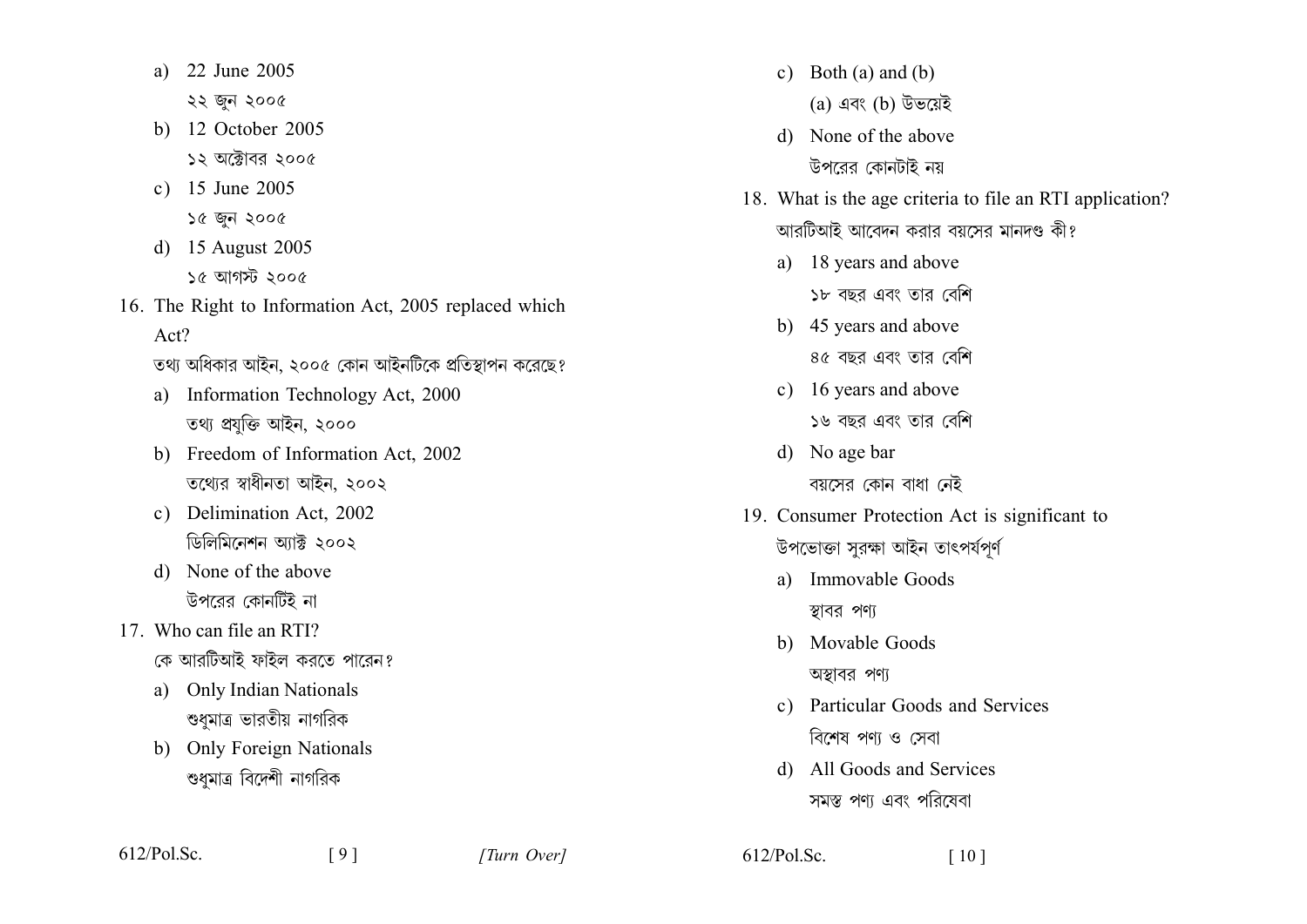a) 22 June 2005
২২ জুন ২০০৫

b) 12 October 2005
১২ অক্টোবর ২০০৫

c) 15 June 2005
১৫ জুন ২০০৫

d) 15 August 2005
১৫ আগস্ট ২০০৫

16. The Right to Information Act, 2005 replaced which Act?
তথ্য অধিকার আইন, ২০০৫ কোন আইনটিকে প্রতিস্থাপন করেছে?

a) Information Technology Act, 2000
তথ্য প্রযুক্তি আইন, ২০০০

b) Freedom of Information Act, 2002
তথ্যের স্বাধীনতা আইন, ২০০২

c) Delimination Act, 2002
ডিলিমিনেশন অ্যাক্ট ২০০২

d) None of the above
উপরের কোনটিই না

17. Who can file an RTI?
কে আরটিআই ফাইল করতে পারেন?

a) Only Indian Nationals
শুধুমাত্র ভারতীয় নাগরিক

b) Only Foreign Nationals
শুধুমাত্র বিদেশী নাগরিক

c) Both (a) and (b)
(a) এবং (b) উভয়েই

d) None of the above
উপরের কোনটাই নয়

18. What is the age criteria to file an RTI application?
আরটিআই আবেদন করার বয়সের মানদণ্ড কী?

a) 18 years and above
১৮ বছর এবং তার বেশি

b) 45 years and above
৪৫ বছর এবং তার বেশি

c) 16 years and above
১৬ বছর এবং তার বেশি

d) No age bar
বয়সের কোন বাধা নেই

19. Consumer Protection Act is significant to
উপভোক্তা সুরক্ষা আইন তাৎপর্যপূর্ণ

a) Immovable Goods
স্থাবর পণ্য

b) Movable Goods
অস্থাবর পণ্য

c) Particular Goods and Services
বিশেষ পণ্য ও সেবা

d) All Goods and Services
সমস্ত পণ্য এবং পরিষেবা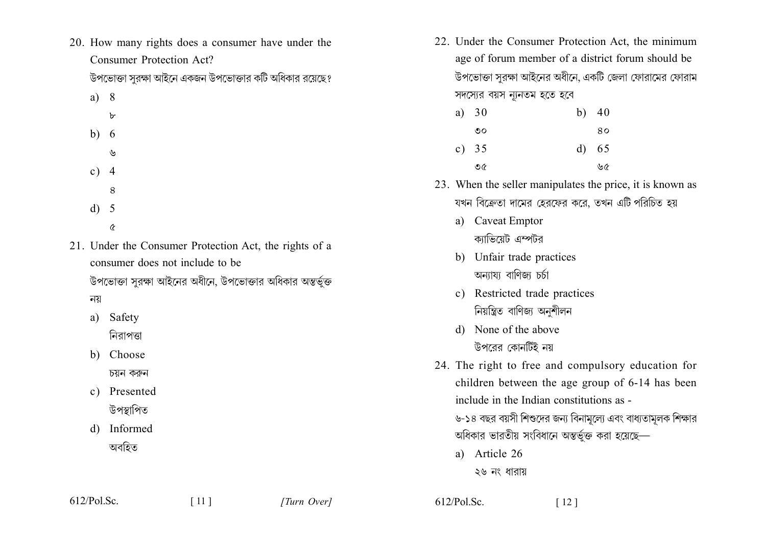20. How many rights does a consumer have under the Consumer Protection Act?

উপভোক্তা সুরক্ষা আইনে একজন উপভোক্তার কটি অধিকার রয়েছে?

a) 8
   ৮

b) 6
   ৬

c) 4
   ৪

d) 5
   ৫

21. Under the Consumer Protection Act, the rights of a consumer does not include to be

উপভোক্তা সুরক্ষা আইনের অধীনে, উপভোক্তার অধিকার অন্তর্ভুক্ত নয়

a) Safety
   নিরাপত্তা

b) Choose
   চয়ন করুন

c) Presented
   উপস্থাপিত

d) Informed
   অবহিত

22. Under the Consumer Protection Act, the minimum age of forum member of a district forum should be

উপভোক্তা সুরক্ষা আইনের অধীনে, একটি জেলা ফোরামের ফোরাম সদস্যের বয়স ন্যূনতম হতে হবে

a) 30
   ৩০

b) 40
   ৪০

c) 35
   ৩৫

d) 65
   ৬৫

23. When the seller manipulates the price, it is known as

যখন বিক্রেতা দামের হেরফের করে, তখন এটি পরিচিত হয়

a) Caveat Emptor
   ক্যাভিয়েট এম্পটর

b) Unfair trade practices
   অন্যায্য বাণিজ্য চর্চা

c) Restricted trade practices
   নিয়ন্ত্রিত বাণিজ্য অনুশীলন

d) None of the above
   উপরের কোনটিই নয়

24. The right to free and compulsory education for children between the age group of 6-14 has been include in the Indian constitutions as -

৬-১৪ বছর বয়সী শিশুদের জন্য বিনামূল্যে এবং বাধ্যতামূলক শিক্ষার অধিকার ভারতীয় সংবিধানে অন্তর্ভুক্ত করা হয়েছে—

a) Article 26
   ২৬ নং ধারায়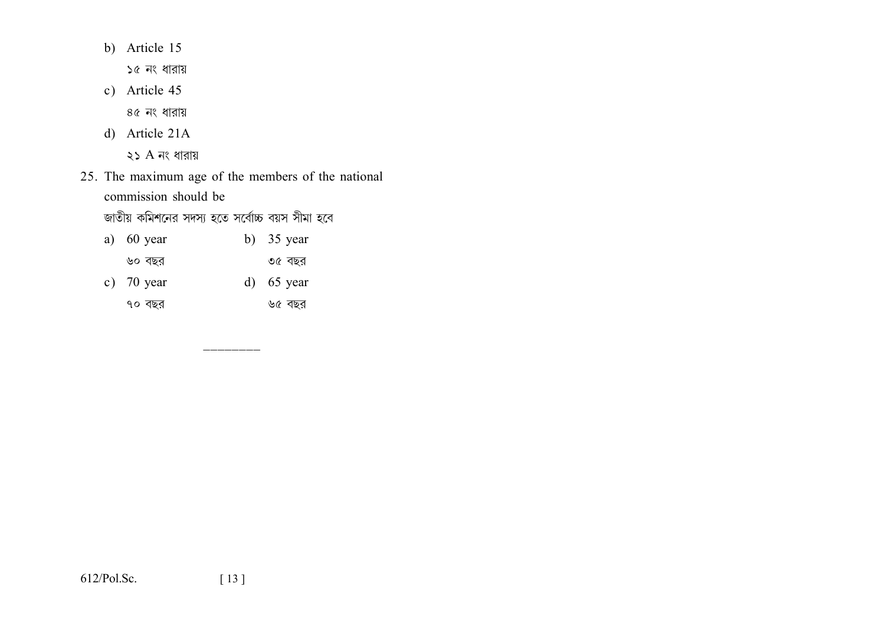b) Article 15

১৫ নং ধারায়

c) Article 45

৪৫ নং ধারায়

d) Article 21A

২১ A নং ধারায়

25. The maximum age of the members of the national commission should be

জাতীয় কমিশনের সদস্য হতে সর্বোচ্চ বয়স সীমা হবে

a) 60 year
৬০ বছর

b) 35 year
৩৫ বছর

c) 70 year
৭০ বছর

d) 65 year
৬৫ বছর

————